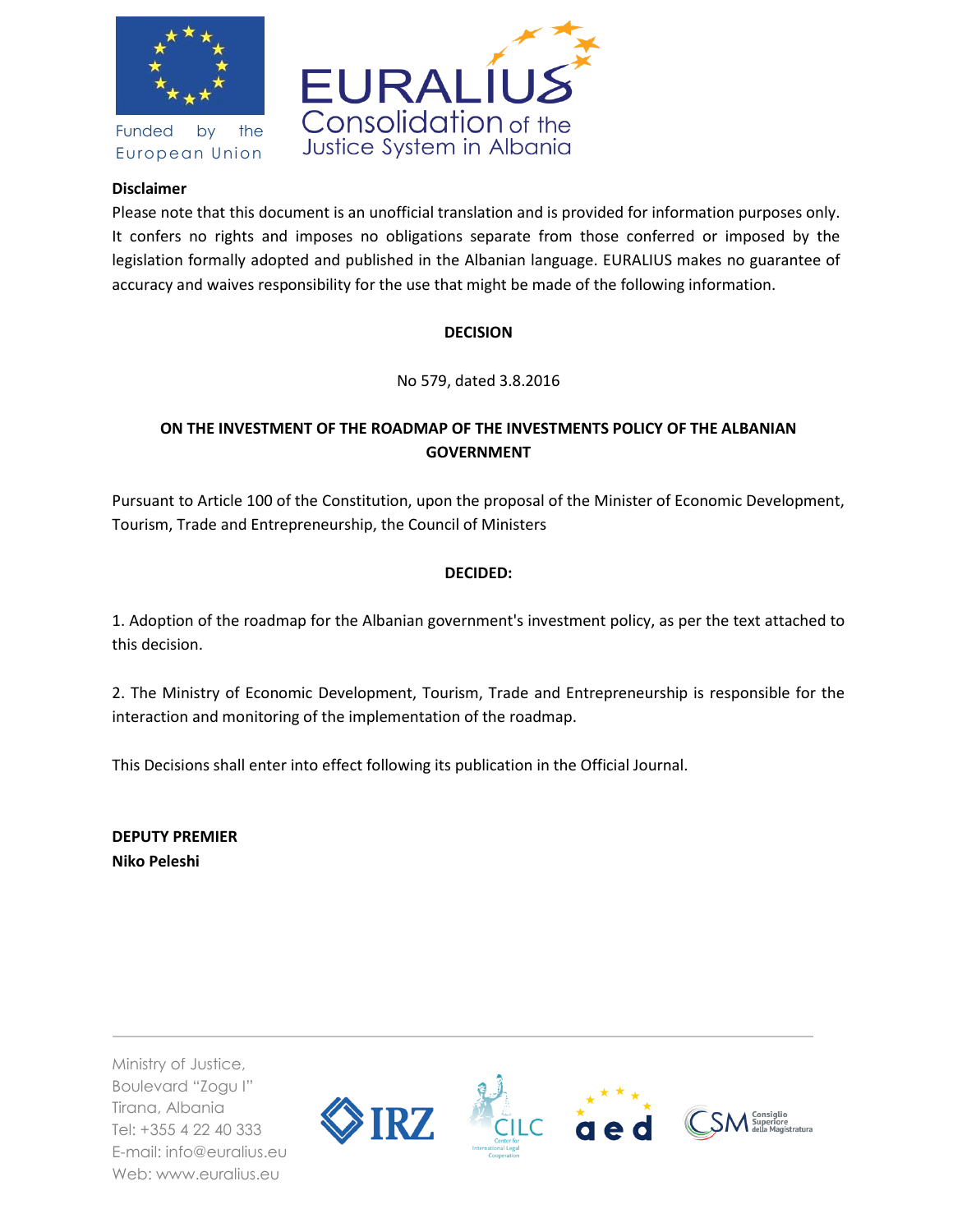Funded by the European Union

EURALIUS
Consolidation of the Justice System in Albania

**Disclaimer**

Please note that this document is an unofficial translation and is provided for information purposes only. It confers no rights and imposes no obligations separate from those conferred or imposed by the legislation formally adopted and published in the Albanian language. EURALIUS makes no guarantee of accuracy and waives responsibility for the use that might be made of the following information.

**DECISION**

No 579, dated 3.8.2016

**ON THE INVESTMENT OF THE ROADMAP OF THE INVESTMENTS POLICY OF THE ALBANIAN GOVERNMENT**

Pursuant to Article 100 of the Constitution, upon the proposal of the Minister of Economic Development, Tourism, Trade and Entrepreneurship, the Council of Ministers

**DECIDED:**

1. Adoption of the roadmap for the Albanian government's investment policy, as per the text attached to this decision.

2. The Ministry of Economic Development, Tourism, Trade and Entrepreneurship is responsible for the interaction and monitoring of the implementation of the roadmap.

This Decisions shall enter into effect following its publication in the Official Journal.

**DEPUTY PREMIER**
**Niko Peleshi**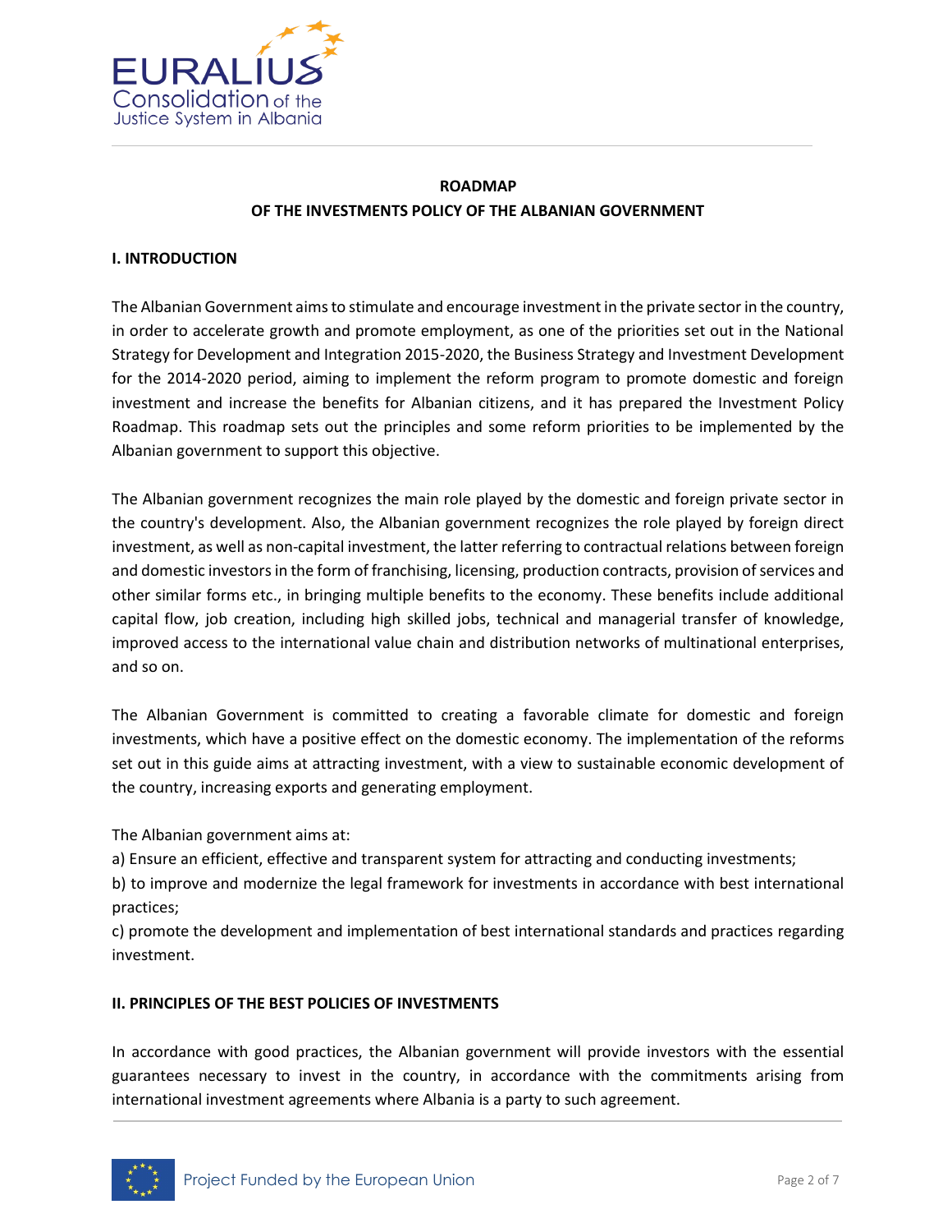**ROADMAP**
**OF THE INVESTMENTS POLICY OF THE ALBANIAN GOVERNMENT**

## I. INTRODUCTION

The Albanian Government aims to stimulate and encourage investment in the private sector in the country, in order to accelerate growth and promote employment, as one of the priorities set out in the National Strategy for Development and Integration 2015-2020, the Business Strategy and Investment Development for the 2014-2020 period, aiming to implement the reform program to promote domestic and foreign investment and increase the benefits for Albanian citizens, and it has prepared the Investment Policy Roadmap. This roadmap sets out the principles and some reform priorities to be implemented by the Albanian government to support this objective.

The Albanian government recognizes the main role played by the domestic and foreign private sector in the country's development. Also, the Albanian government recognizes the role played by foreign direct investment, as well as non-capital investment, the latter referring to contractual relations between foreign and domestic investors in the form of franchising, licensing, production contracts, provision of services and other similar forms etc., in bringing multiple benefits to the economy. These benefits include additional capital flow, job creation, including high skilled jobs, technical and managerial transfer of knowledge, improved access to the international value chain and distribution networks of multinational enterprises, and so on.

The Albanian Government is committed to creating a favorable climate for domestic and foreign investments, which have a positive effect on the domestic economy. The implementation of the reforms set out in this guide aims at attracting investment, with a view to sustainable economic development of the country, increasing exports and generating employment.

The Albanian government aims at:

a) Ensure an efficient, effective and transparent system for attracting and conducting investments;

b) to improve and modernize the legal framework for investments in accordance with best international practices;

c) promote the development and implementation of best international standards and practices regarding investment.

## II. PRINCIPLES OF THE BEST POLICIES OF INVESTMENTS

In accordance with good practices, the Albanian government will provide investors with the essential guarantees necessary to invest in the country, in accordance with the commitments arising from international investment agreements where Albania is a party to such agreement.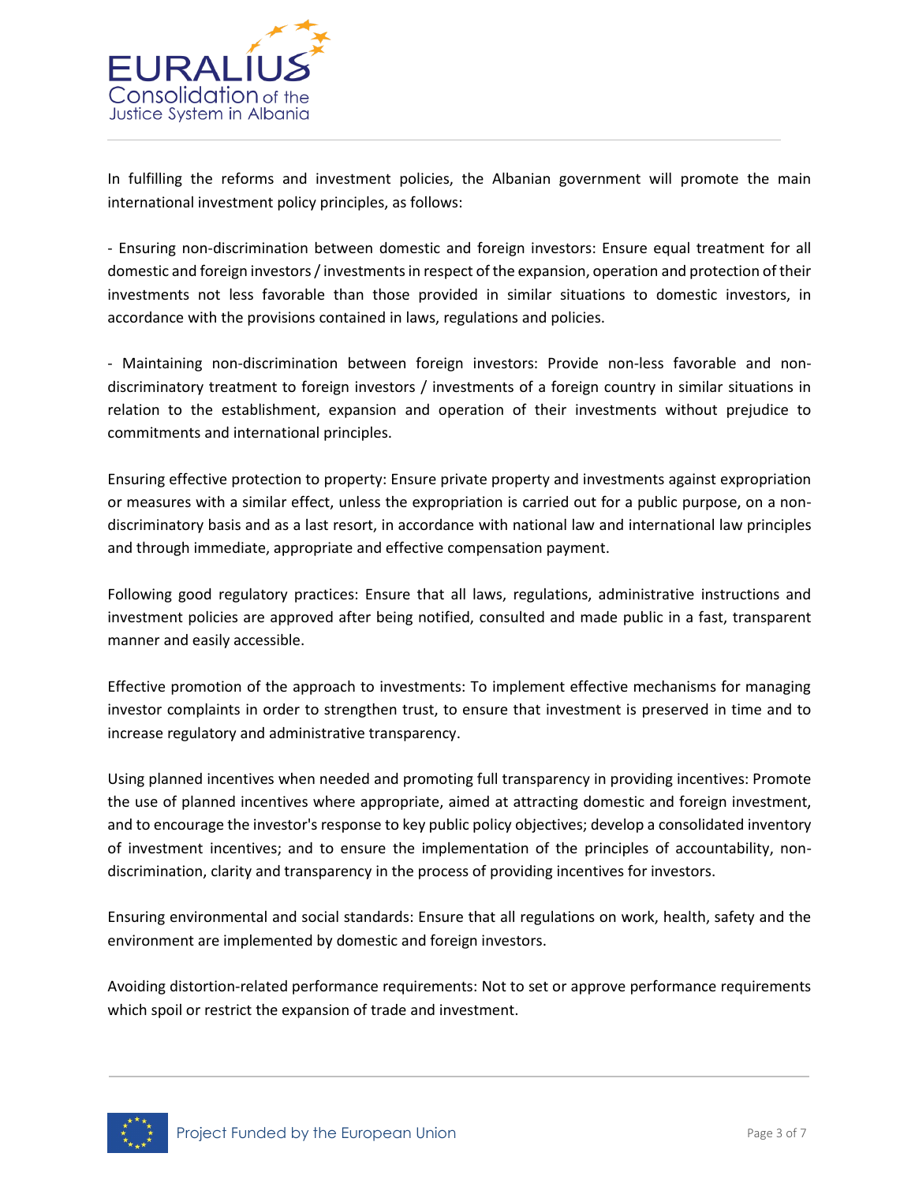In fulfilling the reforms and investment policies, the Albanian government will promote the main international investment policy principles, as follows:

- Ensuring non-discrimination between domestic and foreign investors: Ensure equal treatment for all domestic and foreign investors / investments in respect of the expansion, operation and protection of their investments not less favorable than those provided in similar situations to domestic investors, in accordance with the provisions contained in laws, regulations and policies.

- Maintaining non-discrimination between foreign investors: Provide non-less favorable and non-discriminatory treatment to foreign investors / investments of a foreign country in similar situations in relation to the establishment, expansion and operation of their investments without prejudice to commitments and international principles.

Ensuring effective protection to property: Ensure private property and investments against expropriation or measures with a similar effect, unless the expropriation is carried out for a public purpose, on a non-discriminatory basis and as a last resort, in accordance with national law and international law principles and through immediate, appropriate and effective compensation payment.

Following good regulatory practices: Ensure that all laws, regulations, administrative instructions and investment policies are approved after being notified, consulted and made public in a fast, transparent manner and easily accessible.

Effective promotion of the approach to investments: To implement effective mechanisms for managing investor complaints in order to strengthen trust, to ensure that investment is preserved in time and to increase regulatory and administrative transparency.

Using planned incentives when needed and promoting full transparency in providing incentives: Promote the use of planned incentives where appropriate, aimed at attracting domestic and foreign investment, and to encourage the investor's response to key public policy objectives; develop a consolidated inventory of investment incentives; and to ensure the implementation of the principles of accountability, non-discrimination, clarity and transparency in the process of providing incentives for investors.

Ensuring environmental and social standards: Ensure that all regulations on work, health, safety and the environment are implemented by domestic and foreign investors.

Avoiding distortion-related performance requirements: Not to set or approve performance requirements which spoil or restrict the expansion of trade and investment.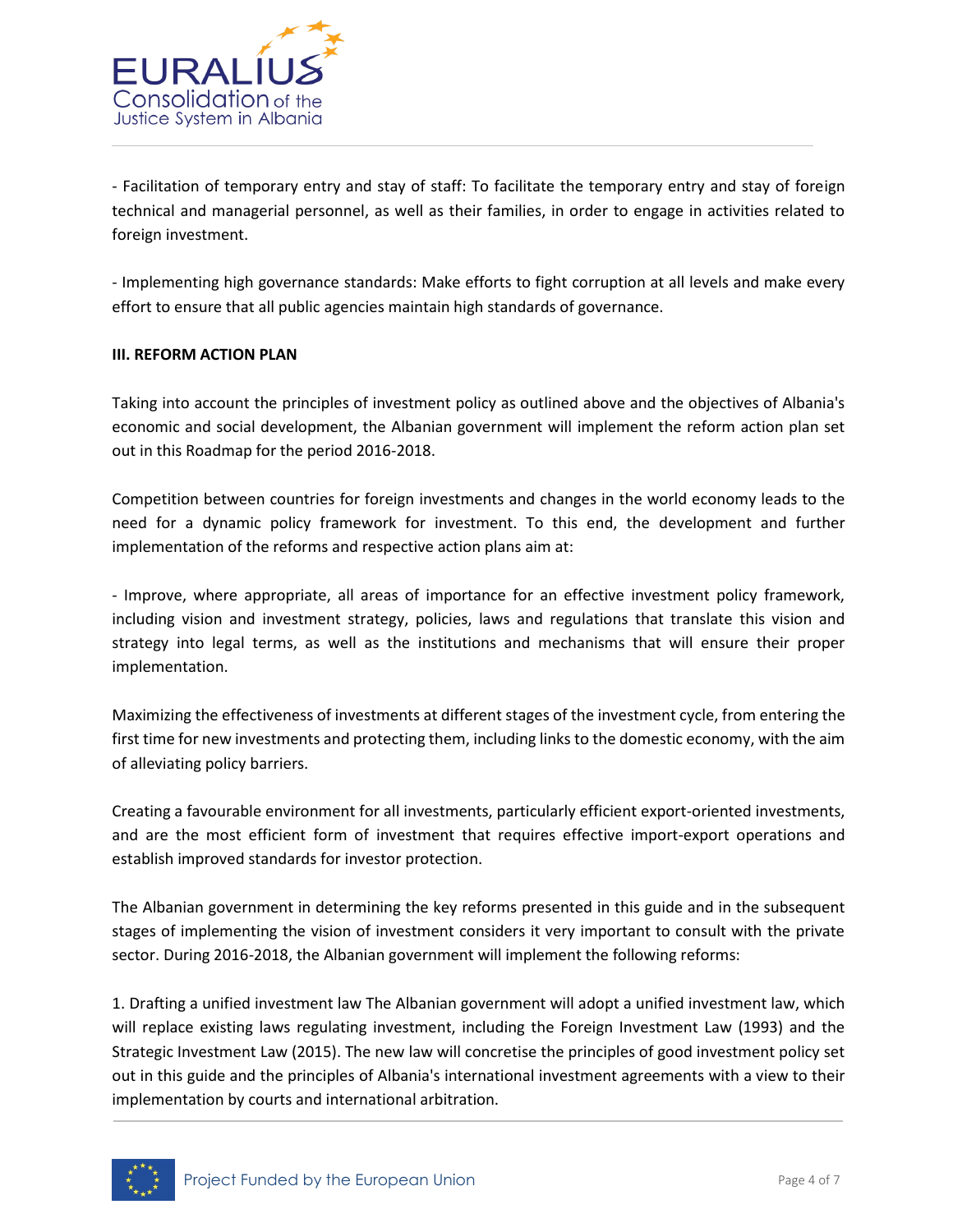- Facilitation of temporary entry and stay of staff: To facilitate the temporary entry and stay of foreign technical and managerial personnel, as well as their families, in order to engage in activities related to foreign investment.

- Implementing high governance standards: Make efforts to fight corruption at all levels and make every effort to ensure that all public agencies maintain high standards of governance.

**III. REFORM ACTION PLAN**

Taking into account the principles of investment policy as outlined above and the objectives of Albania's economic and social development, the Albanian government will implement the reform action plan set out in this Roadmap for the period 2016-2018.

Competition between countries for foreign investments and changes in the world economy leads to the need for a dynamic policy framework for investment. To this end, the development and further implementation of the reforms and respective action plans aim at:

- Improve, where appropriate, all areas of importance for an effective investment policy framework, including vision and investment strategy, policies, laws and regulations that translate this vision and strategy into legal terms, as well as the institutions and mechanisms that will ensure their proper implementation.

Maximizing the effectiveness of investments at different stages of the investment cycle, from entering the first time for new investments and protecting them, including links to the domestic economy, with the aim of alleviating policy barriers.

Creating a favourable environment for all investments, particularly efficient export-oriented investments, and are the most efficient form of investment that requires effective import-export operations and establish improved standards for investor protection.

The Albanian government in determining the key reforms presented in this guide and in the subsequent stages of implementing the vision of investment considers it very important to consult with the private sector. During 2016-2018, the Albanian government will implement the following reforms:

1. Drafting a unified investment law The Albanian government will adopt a unified investment law, which will replace existing laws regulating investment, including the Foreign Investment Law (1993) and the Strategic Investment Law (2015). The new law will concretise the principles of good investment policy set out in this guide and the principles of Albania's international investment agreements with a view to their implementation by courts and international arbitration.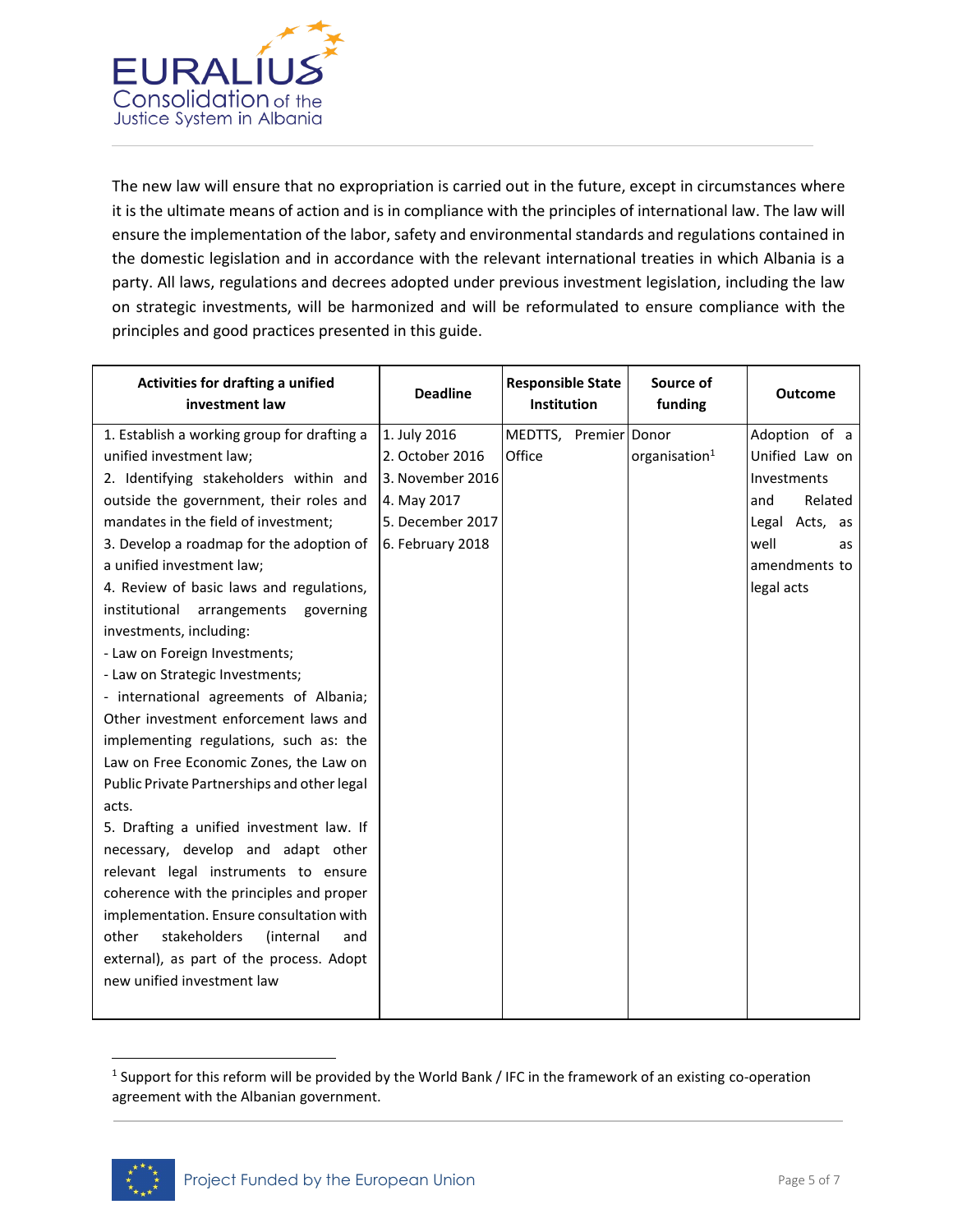The new law will ensure that no expropriation is carried out in the future, except in circumstances where it is the ultimate means of action and is in compliance with the principles of international law. The law will ensure the implementation of the labor, safety and environmental standards and regulations contained in the domestic legislation and in accordance with the relevant international treaties in which Albania is a party. All laws, regulations and decrees adopted under previous investment legislation, including the law on strategic investments, will be harmonized and will be reformulated to ensure compliance with the principles and good practices presented in this guide.

| Activities for drafting a unified investment law | Deadline | Responsible State Institution | Source of funding | Outcome |
|---|---|---|---|---|
| 1. Establish a working group for drafting a unified investment law;<br>2. Identifying stakeholders within and outside the government, their roles and mandates in the field of investment;<br>3. Develop a roadmap for the adoption of a unified investment law;<br>4. Review of basic laws and regulations, institutional arrangements governing investments, including:<br>- Law on Foreign Investments;<br>- Law on Strategic Investments;<br>- international agreements of Albania; Other investment enforcement laws and implementing regulations, such as: the Law on Free Economic Zones, the Law on Public Private Partnerships and other legal acts.<br>5. Drafting a unified investment law. If necessary, develop and adapt other relevant legal instruments to ensure coherence with the principles and proper implementation. Ensure consultation with other stakeholders (internal and external), as part of the process. Adopt new unified investment law | 1. July 2016<br>2. October 2016<br>3. November 2016<br>4. May 2017<br>5. December 2017<br>6. February 2018 | MEDTTS, Premier Office | Donor organisation[1] | Adoption of a Unified Law on Investments and Related Legal Acts, as well as amendments to legal acts |

[1] Support for this reform will be provided by the World Bank / IFC in the framework of an existing co-operation agreement with the Albanian government.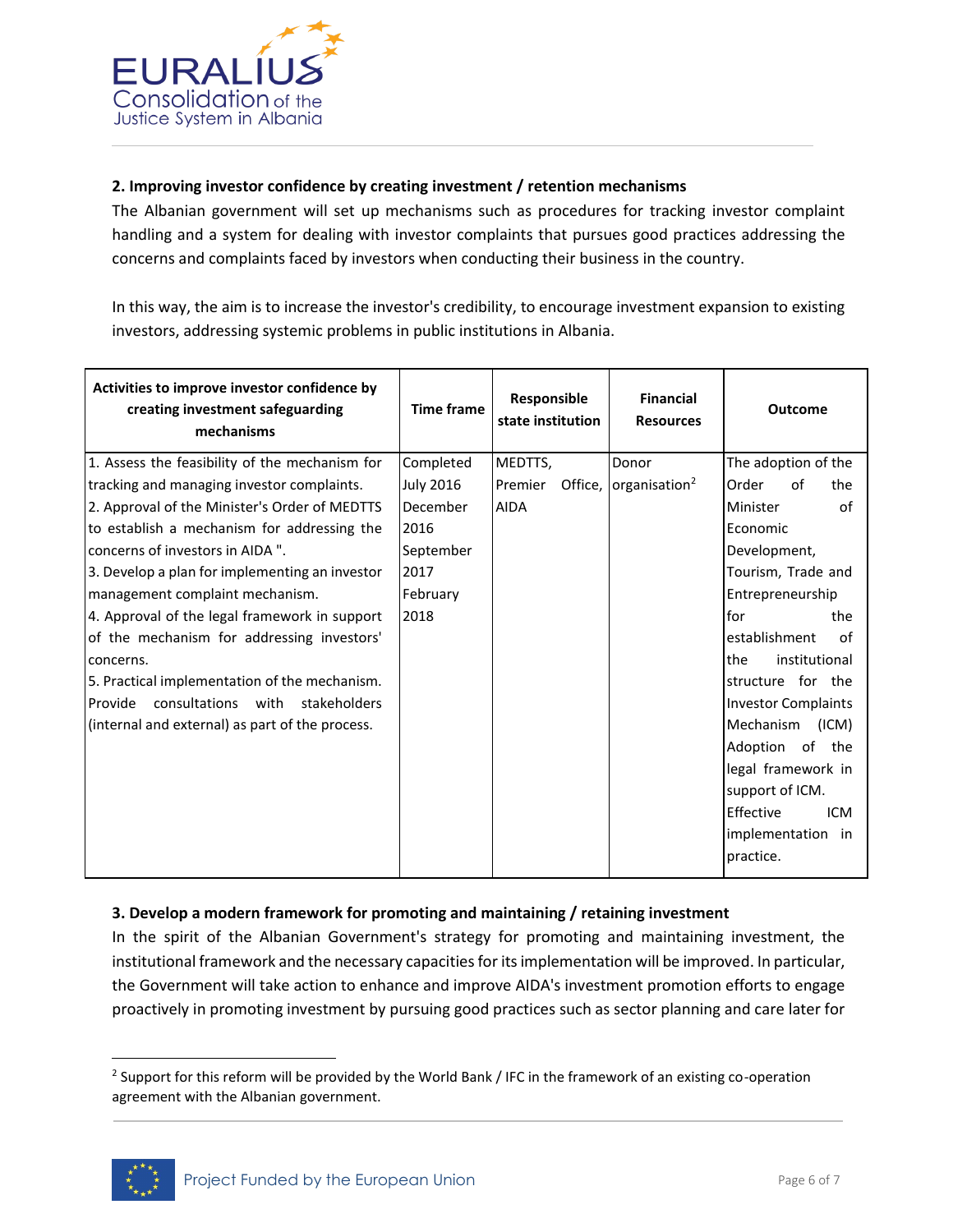## 2. Improving investor confidence by creating investment / retention mechanisms

The Albanian government will set up mechanisms such as procedures for tracking investor complaint handling and a system for dealing with investor complaints that pursues good practices addressing the concerns and complaints faced by investors when conducting their business in the country.

In this way, the aim is to increase the investor's credibility, to encourage investment expansion to existing investors, addressing systemic problems in public institutions in Albania.

| Activities to improve investor confidence by creating investment safeguarding mechanisms | Time frame | Responsible state institution | Financial Resources | Outcome |
|---|---|---|---|---|
| 1. Assess the feasibility of the mechanism for tracking and managing investor complaints.<br>2. Approval of the Minister's Order of MEDTTS to establish a mechanism for addressing the concerns of investors in AIDA ".<br>3. Develop a plan for implementing an investor management complaint mechanism.<br>4. Approval of the legal framework in support of the mechanism for addressing investors' concerns.<br>5. Practical implementation of the mechanism. Provide consultations with stakeholders (internal and external) as part of the process. | Completed<br>July 2016<br>December 2016<br>September 2017<br>February 2018 | MEDTTS, Premier Office, AIDA | Donor organisation[2] | The adoption of the Order of the Minister of Economic Development, Tourism, Trade and Entrepreneurship for the establishment of the institutional structure for the Investor Complaints Mechanism (ICM)<br>Adoption of the legal framework in support of ICM.<br>Effective ICM implementation in practice. |

## 3. Develop a modern framework for promoting and maintaining / retaining investment

In the spirit of the Albanian Government's strategy for promoting and maintaining investment, the institutional framework and the necessary capacities for its implementation will be improved. In particular, the Government will take action to enhance and improve AIDA's investment promotion efforts to engage proactively in promoting investment by pursuing good practices such as sector planning and care later for

[2] Support for this reform will be provided by the World Bank / IFC in the framework of an existing co-operation agreement with the Albanian government.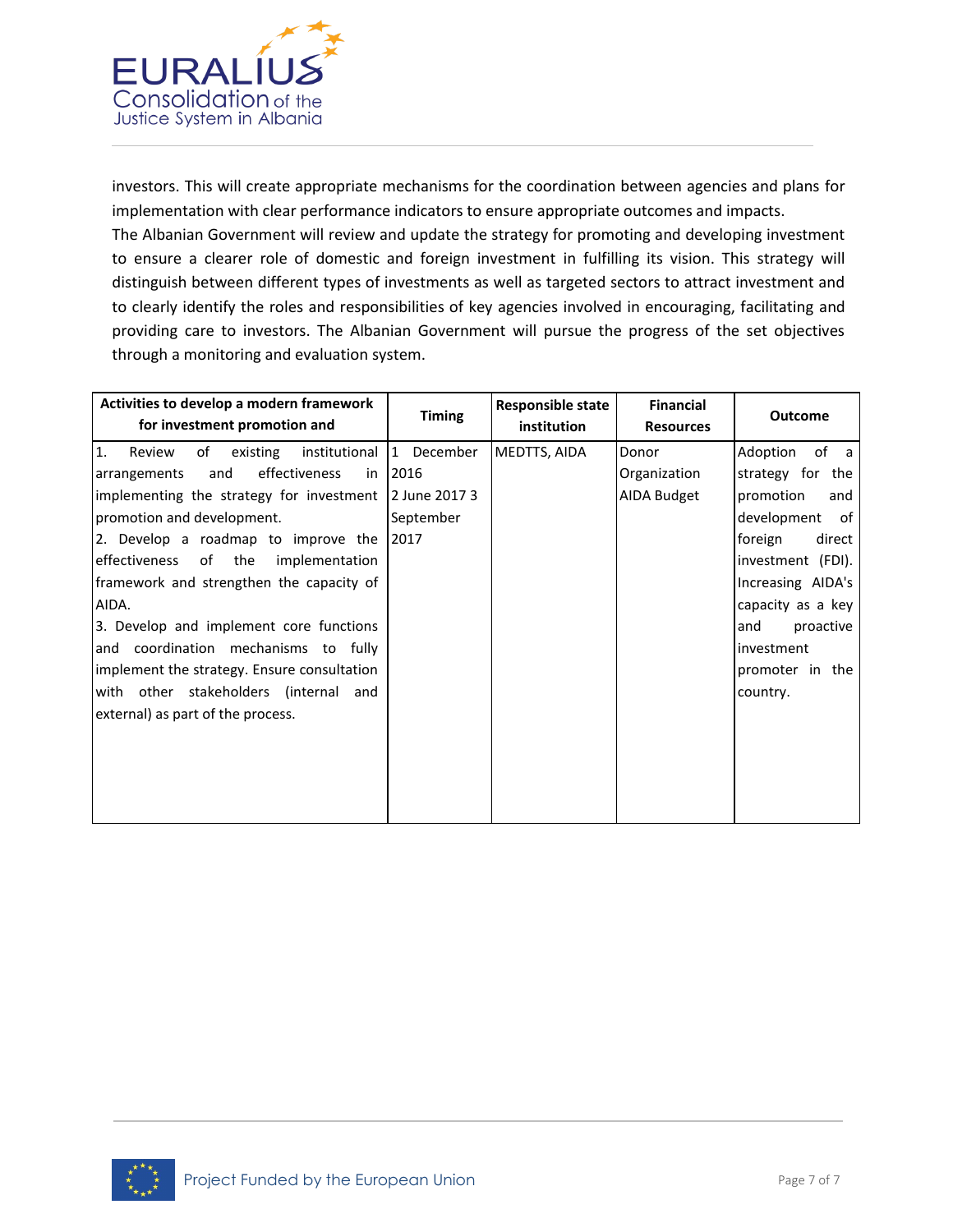investors. This will create appropriate mechanisms for the coordination between agencies and plans for implementation with clear performance indicators to ensure appropriate outcomes and impacts.
The Albanian Government will review and update the strategy for promoting and developing investment to ensure a clearer role of domestic and foreign investment in fulfilling its vision. This strategy will distinguish between different types of investments as well as targeted sectors to attract investment and to clearly identify the roles and responsibilities of key agencies involved in encouraging, facilitating and providing care to investors. The Albanian Government will pursue the progress of the set objectives through a monitoring and evaluation system.

| Activities to develop a modern framework for investment promotion and | Timing | Responsible state institution | Financial Resources | Outcome |
|---|---|---|---|---|
| 1. Review of existing institutional arrangements and effectiveness in implementing the strategy for investment promotion and development.<br>2. Develop a roadmap to improve the effectiveness of the implementation framework and strengthen the capacity of AIDA.<br>3. Develop and implement core functions and coordination mechanisms to fully implement the strategy. Ensure consultation with other stakeholders (internal and external) as part of the process. | 1 December 2016<br>2 June 2017 3 September 2017 | MEDTTS, AIDA | Donor Organization<br>AIDA Budget | Adoption of a strategy for the promotion and development of foreign direct investment (FDI). Increasing AIDA's capacity as a key and proactive investment promoter in the country. |